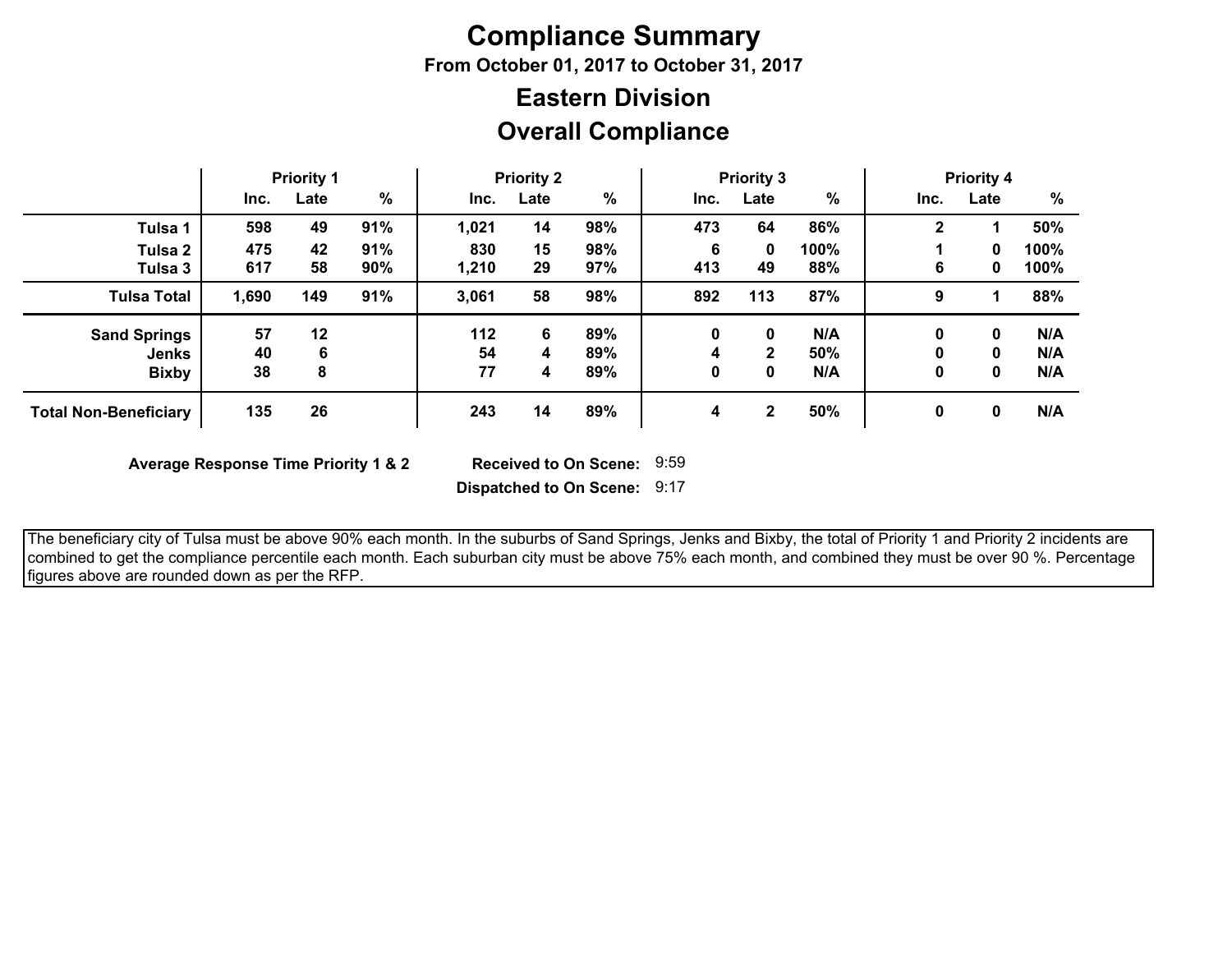# Compliance Summary

**From October 01, 2017 to October 31, 2017**

## Eastern Division

## Overall Compliance

| | Priority 1 | | | Priority 2 | | | Priority 3 | | | Priority 4 | | |
|---|---|---|---|---|---|---|---|---|---|---|---|---|
| | Inc. | Late | % | Inc. | Late | % | Inc. | Late | % | Inc. | Late | % |
| **Tulsa 1** | 598 | 49 | 91% | 1,021 | 14 | 98% | 473 | 64 | 86% | 2 | 1 | 50% |
| **Tulsa 2** | 475 | 42 | 91% | 830 | 15 | 98% | 6 | 0 | 100% | 1 | 0 | 100% |
| **Tulsa 3** | 617 | 58 | 90% | 1,210 | 29 | 97% | 413 | 49 | 88% | 6 | 0 | 100% |
| **Tulsa Total** | 1,690 | 149 | 91% | 3,061 | 58 | 98% | 892 | 113 | 87% | 9 | 1 | 88% |
| **Sand Springs** | 57 | 12 | | 112 | 6 | 89% | 0 | 0 | N/A | 0 | 0 | N/A |
| **Jenks** | 40 | 6 | | 54 | 4 | 89% | 4 | 2 | 50% | 0 | 0 | N/A |
| **Bixby** | 38 | 8 | | 77 | 4 | 89% | 0 | 0 | N/A | 0 | 0 | N/A |
| **Total Non-Beneficiary** | 135 | 26 | | 243 | 14 | 89% | 4 | 2 | 50% | 0 | 0 | N/A |

**Average Response Time Priority 1 & 2**

**Received to On Scene:** 9:59

**Dispatched to On Scene:** 9:17

The beneficiary city of Tulsa must be above 90% each month. In the suburbs of Sand Springs, Jenks and Bixby, the total of Priority 1 and Priority 2 incidents are combined to get the compliance percentile each month. Each suburban city must be above 75% each month, and combined they must be over 90 %. Percentage figures above are rounded down as per the RFP.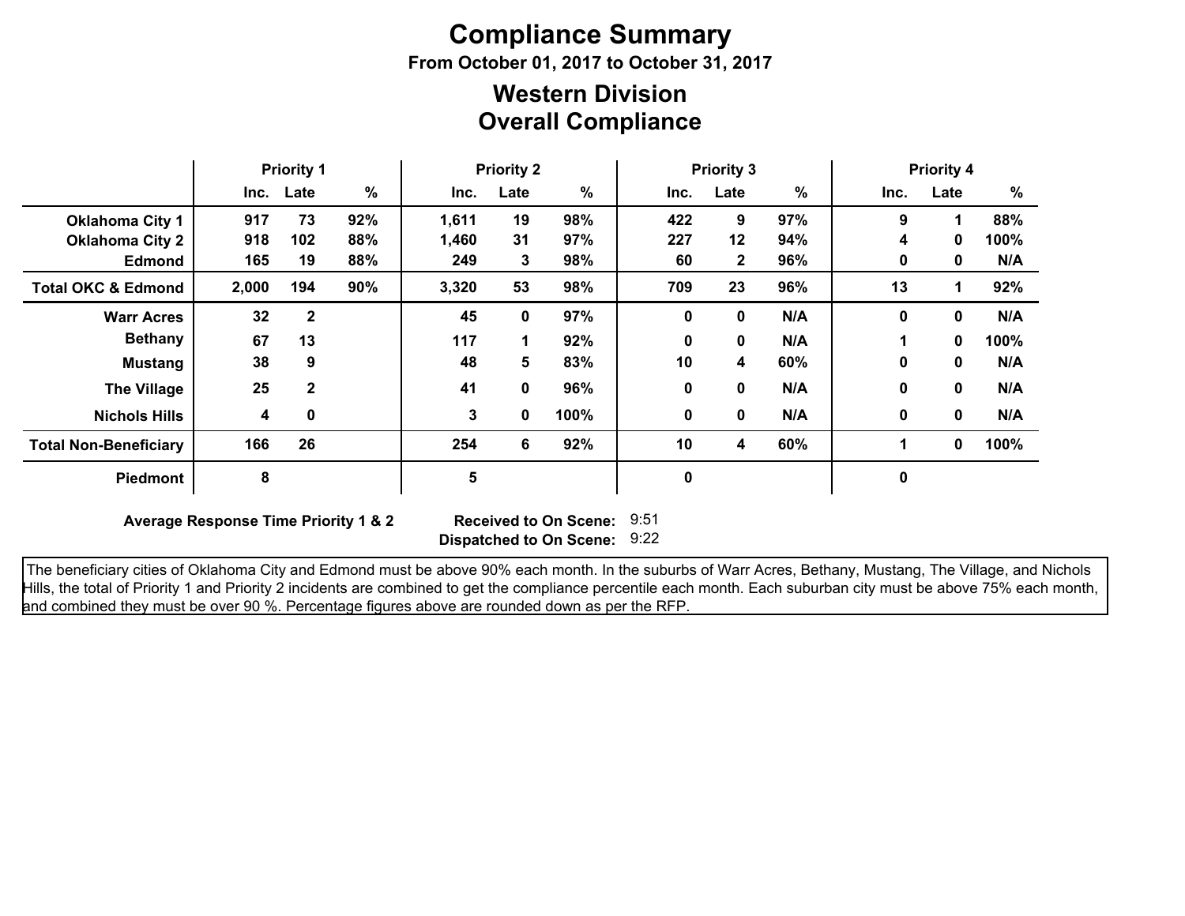# Compliance Summary

**From October 01, 2017 to October 31, 2017**

## Western Division
## Overall Compliance

| | Priority 1 | | | Priority 2 | | | Priority 3 | | | Priority 4 | | |
|---|---|---|---|---|---|---|---|---|---|---|---|---|
| | Inc. | Late | % | Inc. | Late | % | Inc. | Late | % | Inc. | Late | % |
| **Oklahoma City 1** | 917 | 73 | 92% | 1,611 | 19 | 98% | 422 | 9 | 97% | 9 | 1 | 88% |
| **Oklahoma City 2** | 918 | 102 | 88% | 1,460 | 31 | 97% | 227 | 12 | 94% | 4 | 0 | 100% |
| **Edmond** | 165 | 19 | 88% | 249 | 3 | 98% | 60 | 2 | 96% | 0 | 0 | N/A |
| **Total OKC & Edmond** | 2,000 | 194 | 90% | 3,320 | 53 | 98% | 709 | 23 | 96% | 13 | 1 | 92% |
| **Warr Acres** | 32 | 2 | | 45 | 0 | 97% | 0 | 0 | N/A | 0 | 0 | N/A |
| **Bethany** | 67 | 13 | | 117 | 1 | 92% | 0 | 0 | N/A | 1 | 0 | 100% |
| **Mustang** | 38 | 9 | | 48 | 5 | 83% | 10 | 4 | 60% | 0 | 0 | N/A |
| **The Village** | 25 | 2 | | 41 | 0 | 96% | 0 | 0 | N/A | 0 | 0 | N/A |
| **Nichols Hills** | 4 | 0 | | 3 | 0 | 100% | 0 | 0 | N/A | 0 | 0 | N/A |
| **Total Non-Beneficiary** | 166 | 26 | | 254 | 6 | 92% | 10 | 4 | 60% | 1 | 0 | 100% |
| **Piedmont** | 8 | | | 5 | | | 0 | | | 0 | | |

**Average Response Time Priority 1 & 2** **Received to On Scene:** 9:51
**Dispatched to On Scene:** 9:22

The beneficiary cities of Oklahoma City and Edmond must be above 90% each month. In the suburbs of Warr Acres, Bethany, Mustang, The Village, and Nichols Hills, the total of Priority 1 and Priority 2 incidents are combined to get the compliance percentile each month. Each suburban city must be above 75% each month, and combined they must be over 90 %. Percentage figures above are rounded down as per the RFP.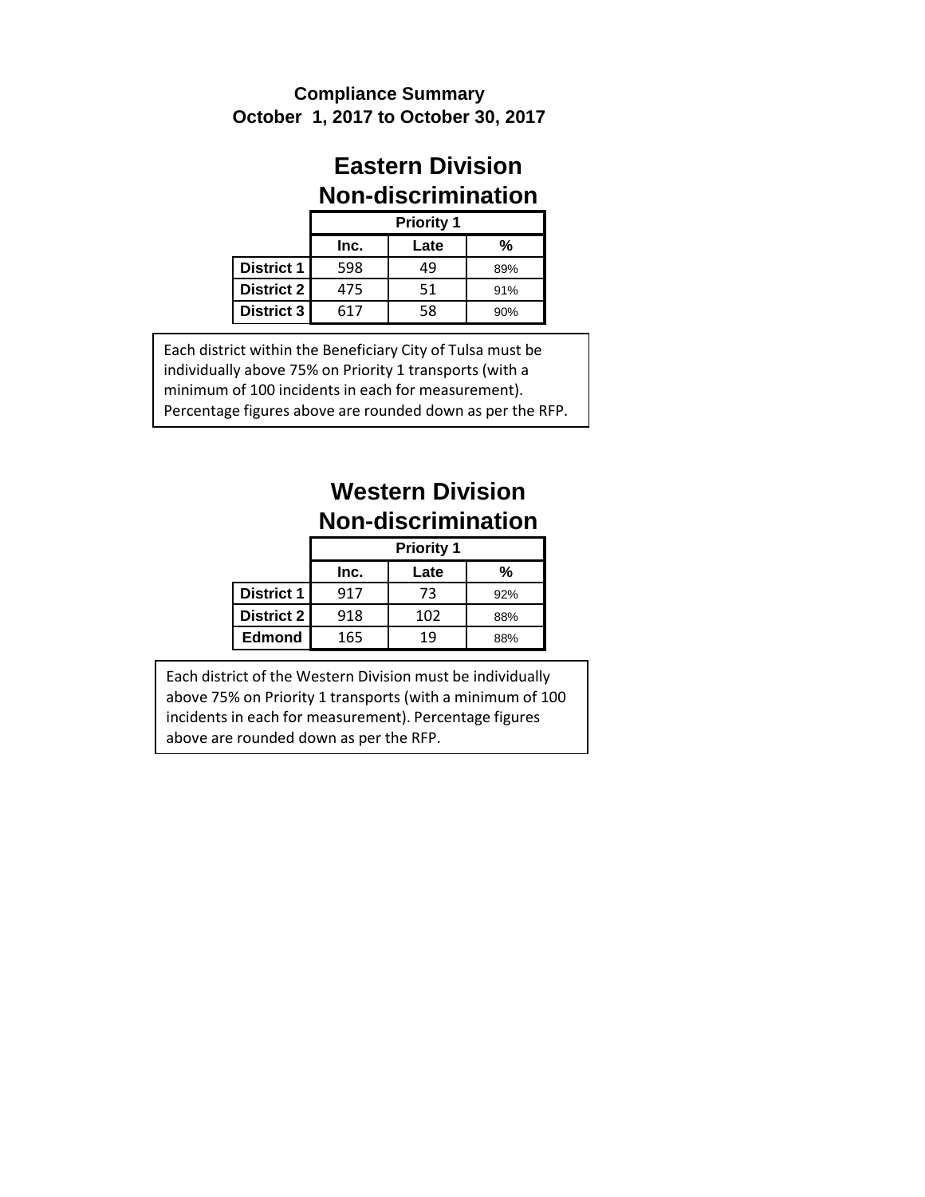**Compliance Summary**
**October 1, 2017 to October 30, 2017**

## Eastern Division Non-discrimination

| | Priority 1 | | |
|---|---|---|---|
| | **Inc.** | **Late** | **%** |
| **District 1** | 598 | 49 | 89% |
| **District 2** | 475 | 51 | 91% |
| **District 3** | 617 | 58 | 90% |

Each district within the Beneficiary City of Tulsa must be individually above 75% on Priority 1 transports (with a minimum of 100 incidents in each for measurement). Percentage figures above are rounded down as per the RFP.

## Western Division Non-discrimination

| | Priority 1 | | |
|---|---|---|---|
| | **Inc.** | **Late** | **%** |
| **District 1** | 917 | 73 | 92% |
| **District 2** | 918 | 102 | 88% |
| **Edmond** | 165 | 19 | 88% |

Each district of the Western Division must be individually above 75% on Priority 1 transports (with a minimum of 100 incidents in each for measurement). Percentage figures above are rounded down as per the RFP.